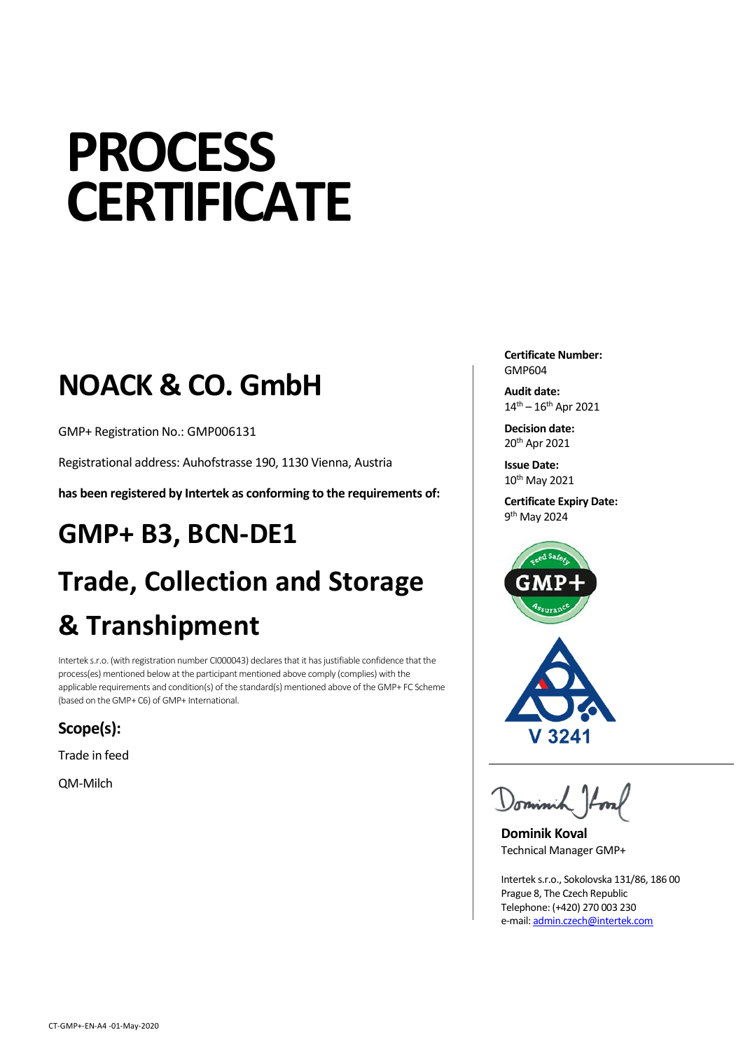# PROCESS CERTIFICATE

## NOACK & CO. GmbH

GMP+ Registration No.: GMP006131

Registrational address: Auhofstrasse 190, 1130 Vienna, Austria

**has been registered by Intertek as conforming to the requirements of:**

## GMP+ B3, BCN-DE1

## Trade, Collection and Storage & Transhipment

Intertek s.r.o. (with registration number CI000043) declares that it has justifiable confidence that the process(es) mentioned below at the participant mentioned above comply (complies) with the applicable requirements and condition(s) of the standard(s) mentioned above of the GMP+ FC Scheme (based on the GMP+ C6) of GMP+ International.

### Scope(s):

Trade in feed

QM-Milch

**Certificate Number:**
GMP604

**Audit date:**
14th – 16th Apr 2021

**Decision date:**
20th Apr 2021

**Issue Date:**
10th May 2021

**Certificate Expiry Date:**
9th May 2024

V 3241

**Dominik Koval**
Technical Manager GMP+

Intertek s.r.o., Sokolovska 131/86, 186 00
Prague 8, The Czech Republic
Telephone: (+420) 270 003 230
e-mail: admin.czech@intertek.com

CT-GMP+-EN-A4 -01-May-2020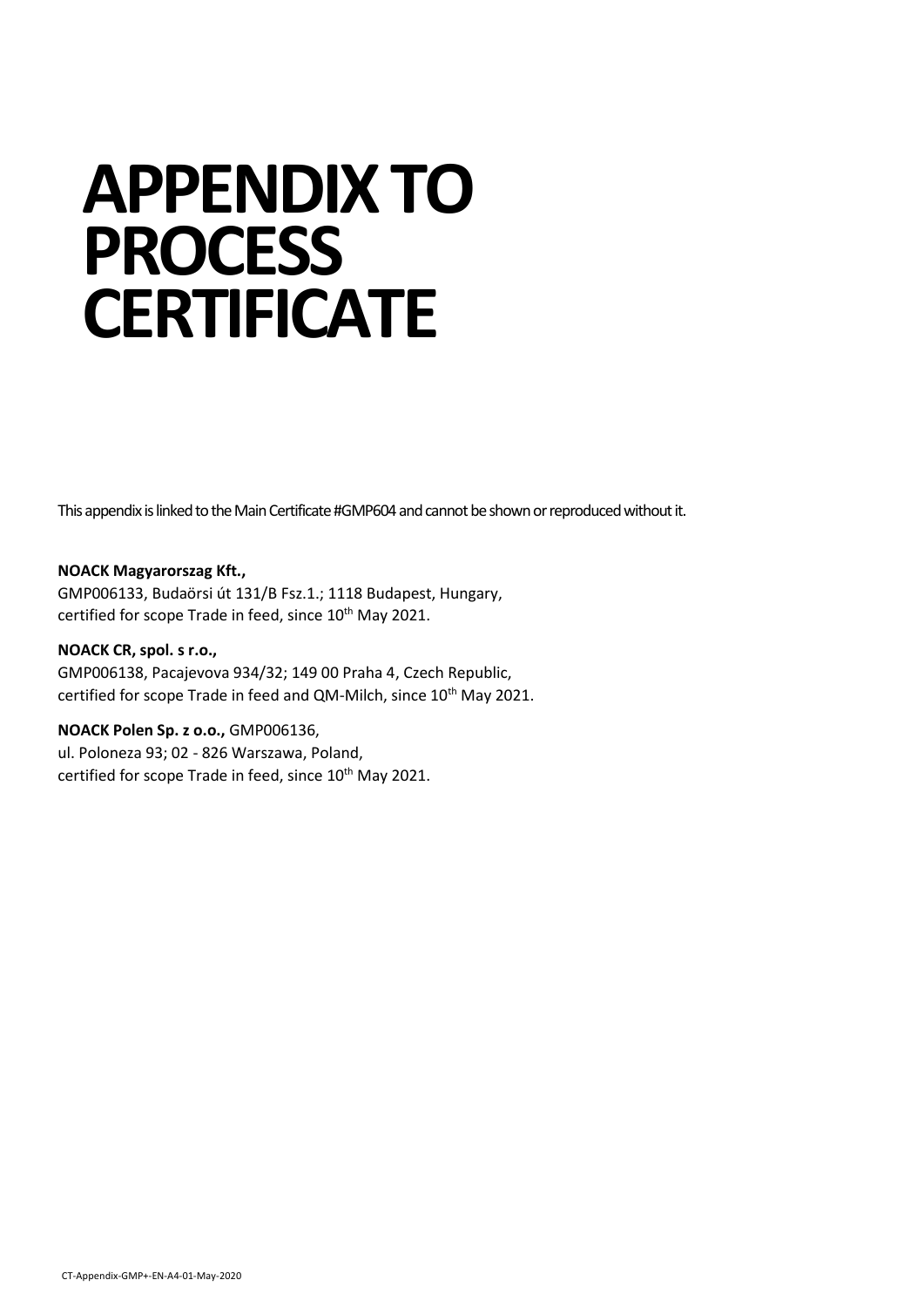# APPENDIX TO PROCESS CERTIFICATE

This appendix is linked to the Main Certificate #GMP604 and cannot be shown or reproduced without it.

**NOACK Magyarorszag Kft.,**
GMP006133, Budaörsi út 131/B Fsz.1.; 1118 Budapest, Hungary,
certified for scope Trade in feed, since 10th May 2021.

**NOACK CR, spol. s r.o.,**
GMP006138, Pacajevova 934/32; 149 00 Praha 4, Czech Republic,
certified for scope Trade in feed and QM-Milch, since 10th May 2021.

**NOACK Polen Sp. z o.o.,** GMP006136,
ul. Poloneza 93; 02 - 826 Warszawa, Poland,
certified for scope Trade in feed, since 10th May 2021.

CT-Appendix-GMP+-EN-A4-01-May-2020